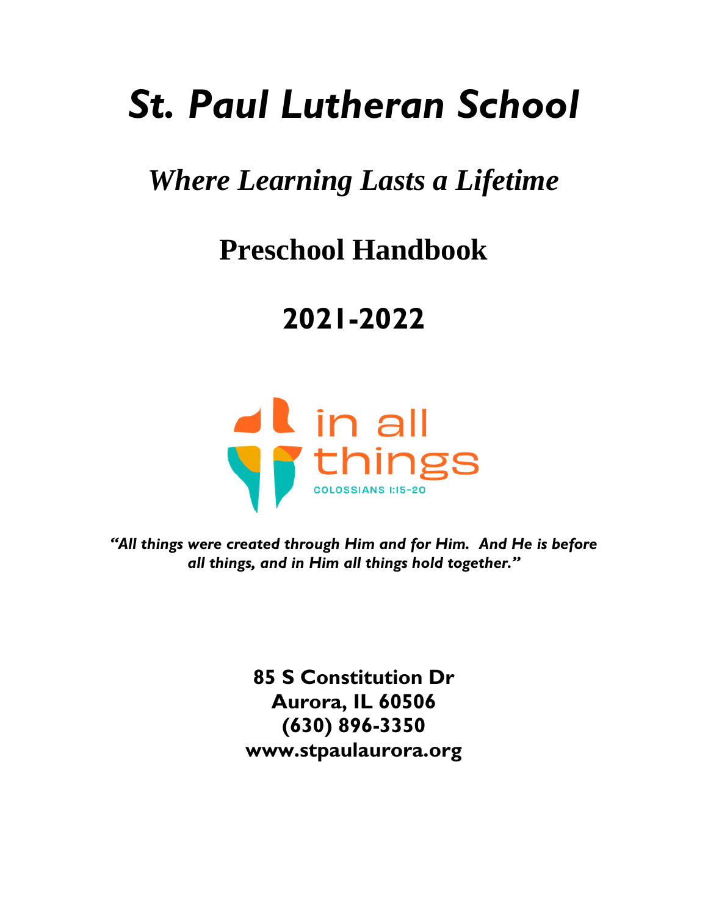# *St. Paul Lutheran School*

## *Where Learning Lasts a Lifetime*

## Preschool Handbook

## 2021-2022

in all things

COLOSSIANS 1:15-20

*"All things were created through Him and for Him. And He is before all things, and in Him all things hold together."*

**85 S Constitution Dr**
**Aurora, IL 60506**
**(630) 896-3350**
**www.stpaulaurora.org**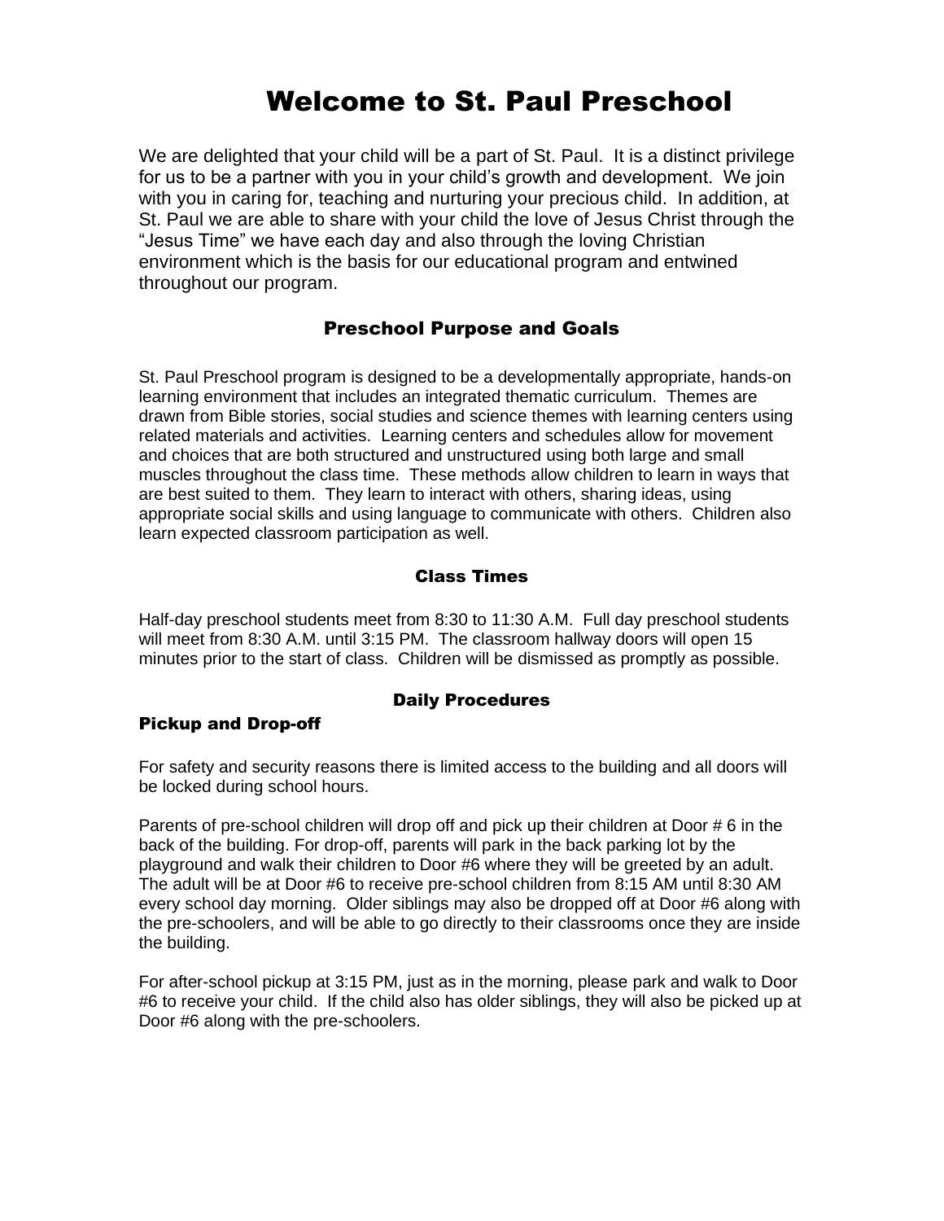# Welcome to St. Paul Preschool

We are delighted that your child will be a part of St. Paul. It is a distinct privilege for us to be a partner with you in your child's growth and development. We join with you in caring for, teaching and nurturing your precious child. In addition, at St. Paul we are able to share with your child the love of Jesus Christ through the "Jesus Time" we have each day and also through the loving Christian environment which is the basis for our educational program and entwined throughout our program.

## Preschool Purpose and Goals

St. Paul Preschool program is designed to be a developmentally appropriate, hands-on learning environment that includes an integrated thematic curriculum. Themes are drawn from Bible stories, social studies and science themes with learning centers using related materials and activities. Learning centers and schedules allow for movement and choices that are both structured and unstructured using both large and small muscles throughout the class time. These methods allow children to learn in ways that are best suited to them. They learn to interact with others, sharing ideas, using appropriate social skills and using language to communicate with others. Children also learn expected classroom participation as well.

## Class Times

Half-day preschool students meet from 8:30 to 11:30 A.M. Full day preschool students will meet from 8:30 A.M. until 3:15 PM. The classroom hallway doors will open 15 minutes prior to the start of class. Children will be dismissed as promptly as possible.

## Daily Procedures

### Pickup and Drop-off

For safety and security reasons there is limited access to the building and all doors will be locked during school hours.

Parents of pre-school children will drop off and pick up their children at Door # 6 in the back of the building. For drop-off, parents will park in the back parking lot by the playground and walk their children to Door #6 where they will be greeted by an adult. The adult will be at Door #6 to receive pre-school children from 8:15 AM until 8:30 AM every school day morning. Older siblings may also be dropped off at Door #6 along with the pre-schoolers, and will be able to go directly to their classrooms once they are inside the building.

For after-school pickup at 3:15 PM, just as in the morning, please park and walk to Door #6 to receive your child. If the child also has older siblings, they will also be picked up at Door #6 along with the pre-schoolers.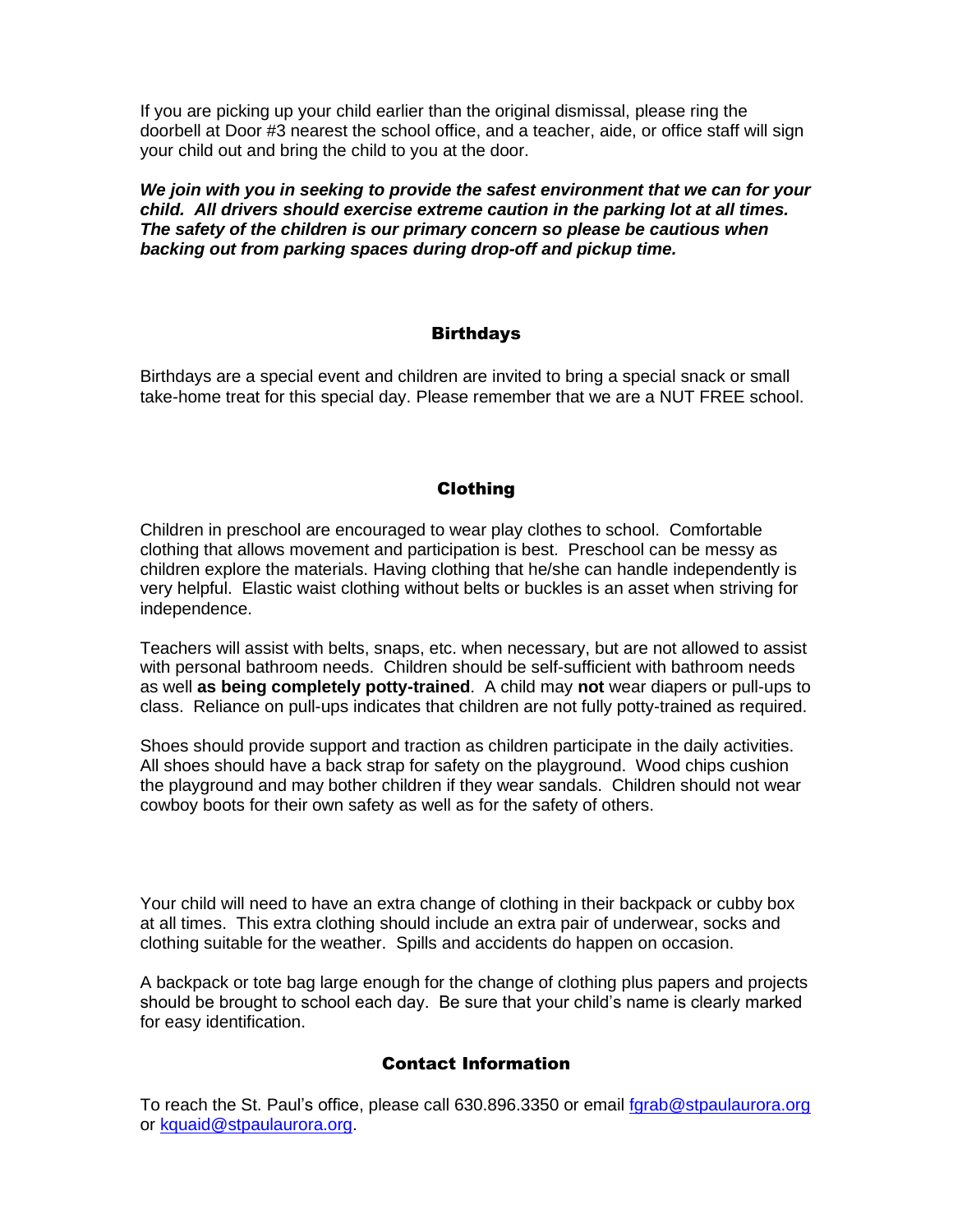If you are picking up your child earlier than the original dismissal, please ring the doorbell at Door #3 nearest the school office, and a teacher, aide, or office staff will sign your child out and bring the child to you at the door.

***We join with you in seeking to provide the safest environment that we can for your child. All drivers should exercise extreme caution in the parking lot at all times. The safety of the children is our primary concern so please be cautious when backing out from parking spaces during drop-off and pickup time.***

## Birthdays

Birthdays are a special event and children are invited to bring a special snack or small take-home treat for this special day. Please remember that we are a NUT FREE school.

## Clothing

Children in preschool are encouraged to wear play clothes to school. Comfortable clothing that allows movement and participation is best. Preschool can be messy as children explore the materials. Having clothing that he/she can handle independently is very helpful. Elastic waist clothing without belts or buckles is an asset when striving for independence.

Teachers will assist with belts, snaps, etc. when necessary, but are not allowed to assist with personal bathroom needs. Children should be self-sufficient with bathroom needs as well **as being completely potty-trained**. A child may **not** wear diapers or pull-ups to class. Reliance on pull-ups indicates that children are not fully potty-trained as required.

Shoes should provide support and traction as children participate in the daily activities. All shoes should have a back strap for safety on the playground. Wood chips cushion the playground and may bother children if they wear sandals. Children should not wear cowboy boots for their own safety as well as for the safety of others.

Your child will need to have an extra change of clothing in their backpack or cubby box at all times. This extra clothing should include an extra pair of underwear, socks and clothing suitable for the weather. Spills and accidents do happen on occasion.

A backpack or tote bag large enough for the change of clothing plus papers and projects should be brought to school each day. Be sure that your child's name is clearly marked for easy identification.

## Contact Information

To reach the St. Paul's office, please call 630.896.3350 or email fgrab@stpaulaurora.org or kquaid@stpaulaurora.org.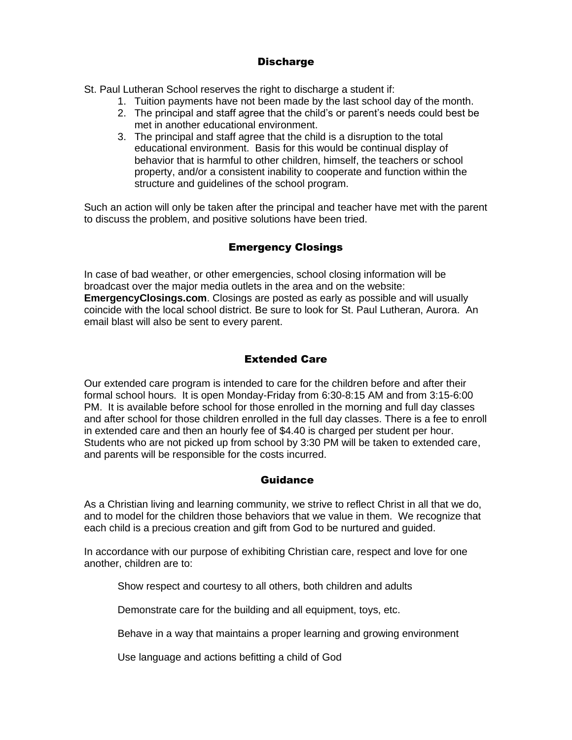## Discharge

St. Paul Lutheran School reserves the right to discharge a student if:

1. Tuition payments have not been made by the last school day of the month.
2. The principal and staff agree that the child's or parent's needs could best be met in another educational environment.
3. The principal and staff agree that the child is a disruption to the total educational environment. Basis for this would be continual display of behavior that is harmful to other children, himself, the teachers or school property, and/or a consistent inability to cooperate and function within the structure and guidelines of the school program.

Such an action will only be taken after the principal and teacher have met with the parent to discuss the problem, and positive solutions have been tried.

## Emergency Closings

In case of bad weather, or other emergencies, school closing information will be broadcast over the major media outlets in the area and on the website: **EmergencyClosings.com**. Closings are posted as early as possible and will usually coincide with the local school district. Be sure to look for St. Paul Lutheran, Aurora. An email blast will also be sent to every parent.

## Extended Care

Our extended care program is intended to care for the children before and after their formal school hours. It is open Monday-Friday from 6:30-8:15 AM and from 3:15-6:00 PM. It is available before school for those enrolled in the morning and full day classes and after school for those children enrolled in the full day classes. There is a fee to enroll in extended care and then an hourly fee of $4.40 is charged per student per hour. Students who are not picked up from school by 3:30 PM will be taken to extended care, and parents will be responsible for the costs incurred.

## Guidance

As a Christian living and learning community, we strive to reflect Christ in all that we do, and to model for the children those behaviors that we value in them. We recognize that each child is a precious creation and gift from God to be nurtured and guided.

In accordance with our purpose of exhibiting Christian care, respect and love for one another, children are to:

Show respect and courtesy to all others, both children and adults

Demonstrate care for the building and all equipment, toys, etc.

Behave in a way that maintains a proper learning and growing environment

Use language and actions befitting a child of God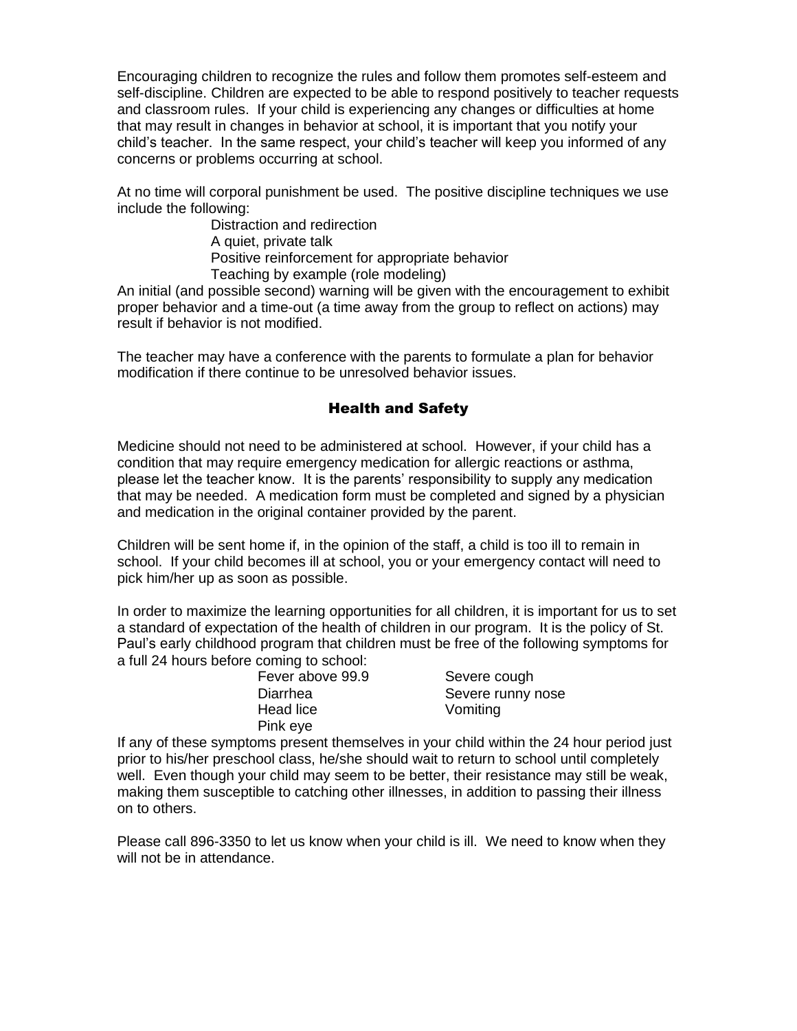Encouraging children to recognize the rules and follow them promotes self-esteem and self-discipline. Children are expected to be able to respond positively to teacher requests and classroom rules. If your child is experiencing any changes or difficulties at home that may result in changes in behavior at school, it is important that you notify your child's teacher. In the same respect, your child's teacher will keep you informed of any concerns or problems occurring at school.

At no time will corporal punishment be used. The positive discipline techniques we use include the following:

- Distraction and redirection
- A quiet, private talk
- Positive reinforcement for appropriate behavior
- Teaching by example (role modeling)

An initial (and possible second) warning will be given with the encouragement to exhibit proper behavior and a time-out (a time away from the group to reflect on actions) may result if behavior is not modified.

The teacher may have a conference with the parents to formulate a plan for behavior modification if there continue to be unresolved behavior issues.

## Health and Safety

Medicine should not need to be administered at school. However, if your child has a condition that may require emergency medication for allergic reactions or asthma, please let the teacher know. It is the parents' responsibility to supply any medication that may be needed. A medication form must be completed and signed by a physician and medication in the original container provided by the parent.

Children will be sent home if, in the opinion of the staff, a child is too ill to remain in school. If your child becomes ill at school, you or your emergency contact will need to pick him/her up as soon as possible.

In order to maximize the learning opportunities for all children, it is important for us to set a standard of expectation of the health of children in our program. It is the policy of St. Paul's early childhood program that children must be free of the following symptoms for a full 24 hours before coming to school:

- Fever above 99.9
- Diarrhea
- Head lice
- Pink eye
- Severe cough
- Severe runny nose
- Vomiting

If any of these symptoms present themselves in your child within the 24 hour period just prior to his/her preschool class, he/she should wait to return to school until completely well. Even though your child may seem to be better, their resistance may still be weak, making them susceptible to catching other illnesses, in addition to passing their illness on to others.

Please call 896-3350 to let us know when your child is ill. We need to know when they will not be in attendance.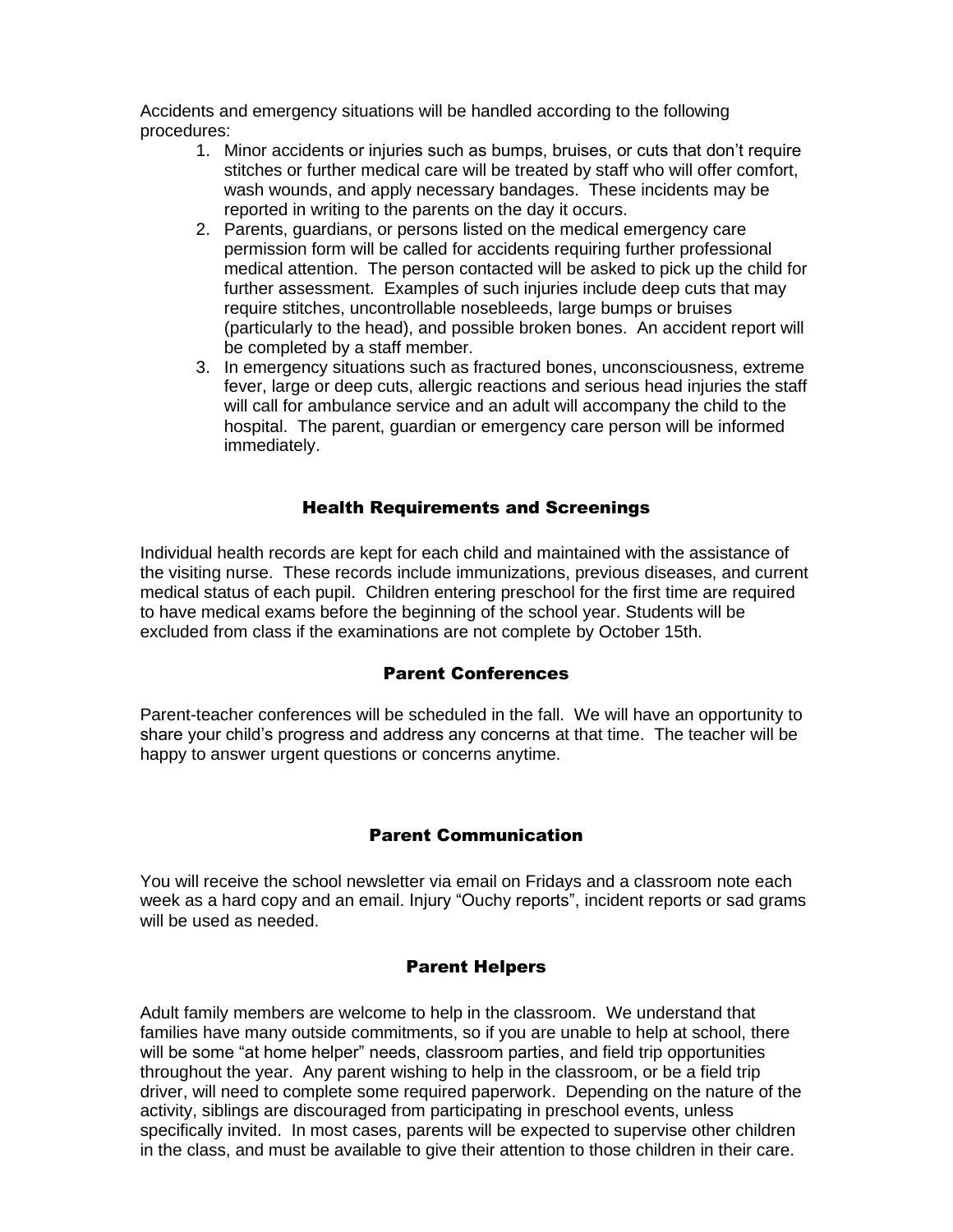Accidents and emergency situations will be handled according to the following procedures:

1. Minor accidents or injuries such as bumps, bruises, or cuts that don't require stitches or further medical care will be treated by staff who will offer comfort, wash wounds, and apply necessary bandages. These incidents may be reported in writing to the parents on the day it occurs.
2. Parents, guardians, or persons listed on the medical emergency care permission form will be called for accidents requiring further professional medical attention. The person contacted will be asked to pick up the child for further assessment. Examples of such injuries include deep cuts that may require stitches, uncontrollable nosebleeds, large bumps or bruises (particularly to the head), and possible broken bones. An accident report will be completed by a staff member.
3. In emergency situations such as fractured bones, unconsciousness, extreme fever, large or deep cuts, allergic reactions and serious head injuries the staff will call for ambulance service and an adult will accompany the child to the hospital. The parent, guardian or emergency care person will be informed immediately.

## Health Requirements and Screenings

Individual health records are kept for each child and maintained with the assistance of the visiting nurse. These records include immunizations, previous diseases, and current medical status of each pupil. Children entering preschool for the first time are required to have medical exams before the beginning of the school year. Students will be excluded from class if the examinations are not complete by October 15th.

## Parent Conferences

Parent-teacher conferences will be scheduled in the fall. We will have an opportunity to share your child's progress and address any concerns at that time. The teacher will be happy to answer urgent questions or concerns anytime.

## Parent Communication

You will receive the school newsletter via email on Fridays and a classroom note each week as a hard copy and an email. Injury "Ouchy reports", incident reports or sad grams will be used as needed.

## Parent Helpers

Adult family members are welcome to help in the classroom. We understand that families have many outside commitments, so if you are unable to help at school, there will be some "at home helper" needs, classroom parties, and field trip opportunities throughout the year. Any parent wishing to help in the classroom, or be a field trip driver, will need to complete some required paperwork. Depending on the nature of the activity, siblings are discouraged from participating in preschool events, unless specifically invited. In most cases, parents will be expected to supervise other children in the class, and must be available to give their attention to those children in their care.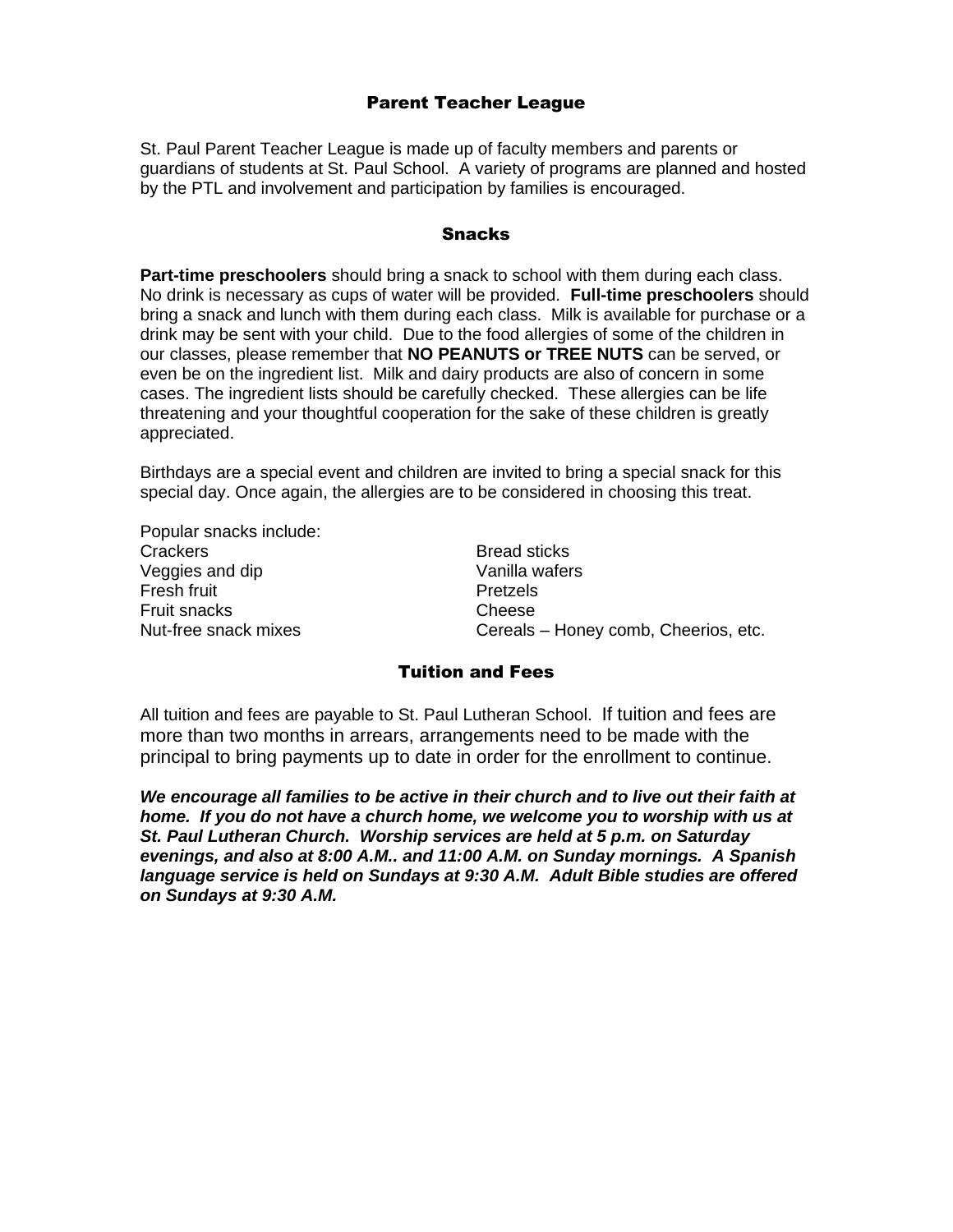## Parent Teacher League

St. Paul Parent Teacher League is made up of faculty members and parents or guardians of students at St. Paul School. A variety of programs are planned and hosted by the PTL and involvement and participation by families is encouraged.

## Snacks

**Part-time preschoolers** should bring a snack to school with them during each class. No drink is necessary as cups of water will be provided. **Full-time preschoolers** should bring a snack and lunch with them during each class. Milk is available for purchase or a drink may be sent with your child. Due to the food allergies of some of the children in our classes, please remember that **NO PEANUTS or TREE NUTS** can be served, or even be on the ingredient list. Milk and dairy products are also of concern in some cases. The ingredient lists should be carefully checked. These allergies can be life threatening and your thoughtful cooperation for the sake of these children is greatly appreciated.

Birthdays are a special event and children are invited to bring a special snack for this special day. Once again, the allergies are to be considered in choosing this treat.

Popular snacks include:

- Crackers
- Veggies and dip
- Fresh fruit
- Fruit snacks
- Nut-free snack mixes
- Bread sticks
- Vanilla wafers
- Pretzels
- Cheese
- Cereals – Honey comb, Cheerios, etc.

## Tuition and Fees

All tuition and fees are payable to St. Paul Lutheran School. If tuition and fees are more than two months in arrears, arrangements need to be made with the principal to bring payments up to date in order for the enrollment to continue.

***We encourage all families to be active in their church and to live out their faith at home. If you do not have a church home, we welcome you to worship with us at St. Paul Lutheran Church. Worship services are held at 5 p.m. on Saturday evenings, and also at 8:00 A.M.. and 11:00 A.M. on Sunday mornings. A Spanish language service is held on Sundays at 9:30 A.M. Adult Bible studies are offered on Sundays at 9:30 A.M.***